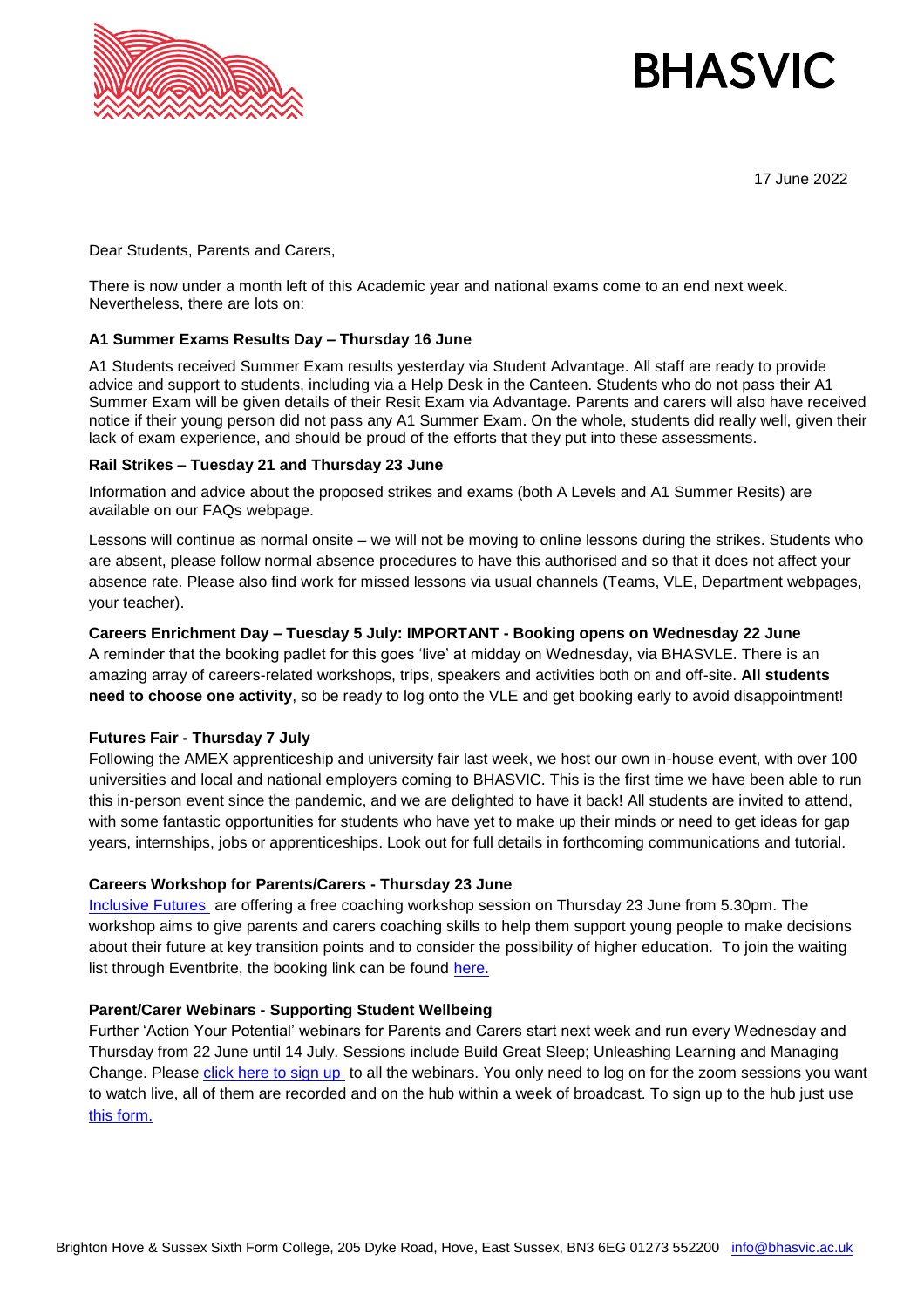BHASVIC

17 June 2022

Dear Students, Parents and Carers,

There is now under a month left of this Academic year and national exams come to an end next week. Nevertheless, there are lots on:

**A1 Summer Exams Results Day – Thursday 16 June**

A1 Students received Summer Exam results yesterday via Student Advantage. All staff are ready to provide advice and support to students, including via a Help Desk in the Canteen. Students who do not pass their A1 Summer Exam will be given details of their Resit Exam via Advantage. Parents and carers will also have received notice if their young person did not pass any A1 Summer Exam. On the whole, students did really well, given their lack of exam experience, and should be proud of the efforts that they put into these assessments.

**Rail Strikes – Tuesday 21 and Thursday 23 June**

Information and advice about the proposed strikes and exams (both A Levels and A1 Summer Resits) are available on our FAQs webpage.

Lessons will continue as normal onsite – we will not be moving to online lessons during the strikes. Students who are absent, please follow normal absence procedures to have this authorised and so that it does not affect your absence rate. Please also find work for missed lessons via usual channels (Teams, VLE, Department webpages, your teacher).

**Careers Enrichment Day – Tuesday 5 July: IMPORTANT - Booking opens on Wednesday 22 June**

A reminder that the booking padlet for this goes 'live' at midday on Wednesday, via BHASVLE. There is an amazing array of careers-related workshops, trips, speakers and activities both on and off-site. **All students need to choose one activity**, so be ready to log onto the VLE and get booking early to avoid disappointment!

**Futures Fair - Thursday 7 July**

Following the AMEX apprenticeship and university fair last week, we host our own in-house event, with over 100 universities and local and national employers coming to BHASVIC. This is the first time we have been able to run this in-person event since the pandemic, and we are delighted to have it back! All students are invited to attend, with some fantastic opportunities for students who have yet to make up their minds or need to get ideas for gap years, internships, jobs or apprenticeships. Look out for full details in forthcoming communications and tutorial.

**Careers Workshop for Parents/Carers - Thursday 23 June**

Inclusive Futures are offering a free coaching workshop session on Thursday 23 June from 5.30pm. The workshop aims to give parents and carers coaching skills to help them support young people to make decisions about their future at key transition points and to consider the possibility of higher education. To join the waiting list through Eventbrite, the booking link can be found here.

**Parent/Carer Webinars - Supporting Student Wellbeing**

Further 'Action Your Potential' webinars for Parents and Carers start next week and run every Wednesday and Thursday from 22 June until 14 July. Sessions include Build Great Sleep; Unleashing Learning and Managing Change. Please click here to sign up to all the webinars. You only need to log on for the zoom sessions you want to watch live, all of them are recorded and on the hub within a week of broadcast. To sign up to the hub just use this form.

Brighton Hove & Sussex Sixth Form College, 205 Dyke Road, Hove, East Sussex, BN3 6EG 01273 552200 info@bhasvic.ac.uk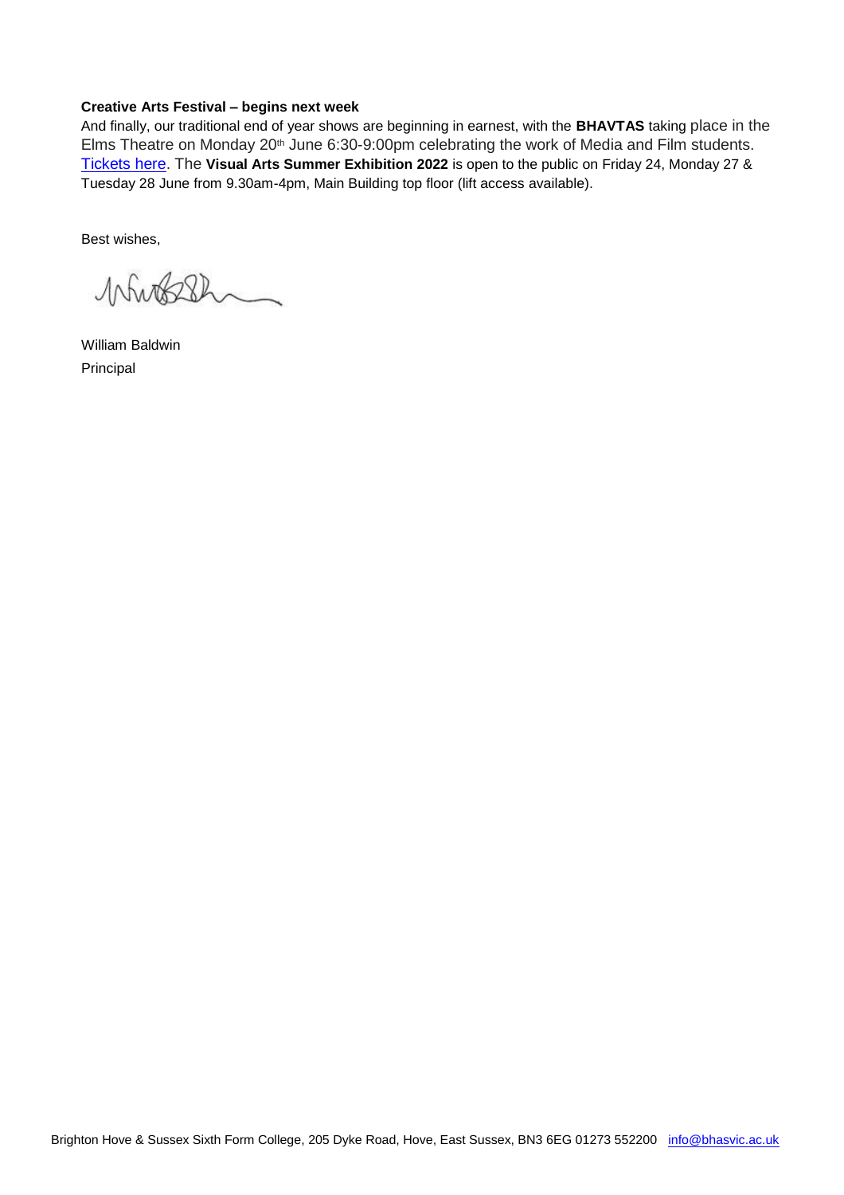**Creative Arts Festival – begins next week**

And finally, our traditional end of year shows are beginning in earnest, with the **BHAVTAS** taking place in the Elms Theatre on Monday 20th June 6:30-9:00pm celebrating the work of Media and Film students. Tickets here. The **Visual Arts Summer Exhibition 2022** is open to the public on Friday 24, Monday 27 & Tuesday 28 June from 9.30am-4pm, Main Building top floor (lift access available).

Best wishes,

William Baldwin
Principal

Brighton Hove & Sussex Sixth Form College, 205 Dyke Road, Hove, East Sussex, BN3 6EG 01273 552200 info@bhasvic.ac.uk